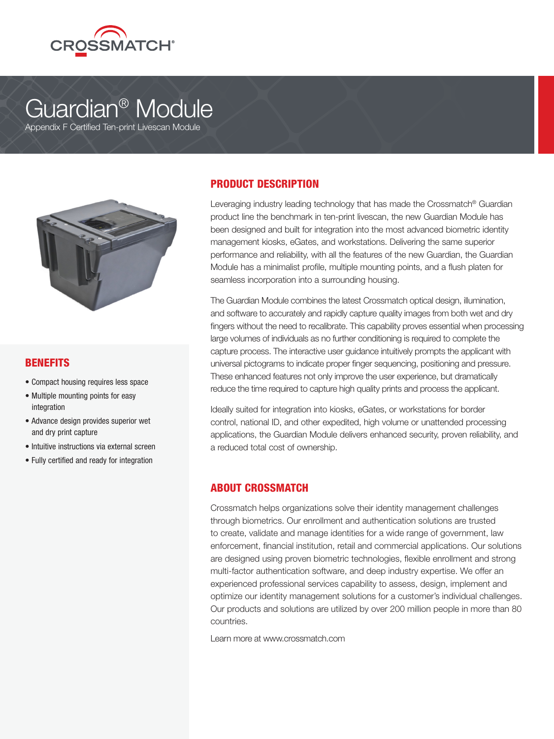# Guardian® Module

Appendix F Certified Ten-print Livescan Module

## BENEFITS

- Compact housing requires less space
- Multiple mounting points for easy integration
- Advance design provides superior wet and dry print capture
- Intuitive instructions via external screen
- Fully certified and ready for integration

## PRODUCT DESCRIPTION

Leveraging industry leading technology that has made the Crossmatch® Guardian product line the benchmark in ten-print livescan, the new Guardian Module has been designed and built for integration into the most advanced biometric identity management kiosks, eGates, and workstations. Delivering the same superior performance and reliability, with all the features of the new Guardian, the Guardian Module has a minimalist profile, multiple mounting points, and a flush platen for seamless incorporation into a surrounding housing.

The Guardian Module combines the latest Crossmatch optical design, illumination, and software to accurately and rapidly capture quality images from both wet and dry fingers without the need to recalibrate. This capability proves essential when processing large volumes of individuals as no further conditioning is required to complete the capture process. The interactive user guidance intuitively prompts the applicant with universal pictograms to indicate proper finger sequencing, positioning and pressure. These enhanced features not only improve the user experience, but dramatically reduce the time required to capture high quality prints and process the applicant.

Ideally suited for integration into kiosks, eGates, or workstations for border control, national ID, and other expedited, high volume or unattended processing applications, the Guardian Module delivers enhanced security, proven reliability, and a reduced total cost of ownership.

## ABOUT CROSSMATCH

Crossmatch helps organizations solve their identity management challenges through biometrics. Our enrollment and authentication solutions are trusted to create, validate and manage identities for a wide range of government, law enforcement, financial institution, retail and commercial applications. Our solutions are designed using proven biometric technologies, flexible enrollment and strong multi-factor authentication software, and deep industry expertise. We offer an experienced professional services capability to assess, design, implement and optimize our identity management solutions for a customer's individual challenges. Our products and solutions are utilized by over 200 million people in more than 80 countries.

Learn more at www.crossmatch.com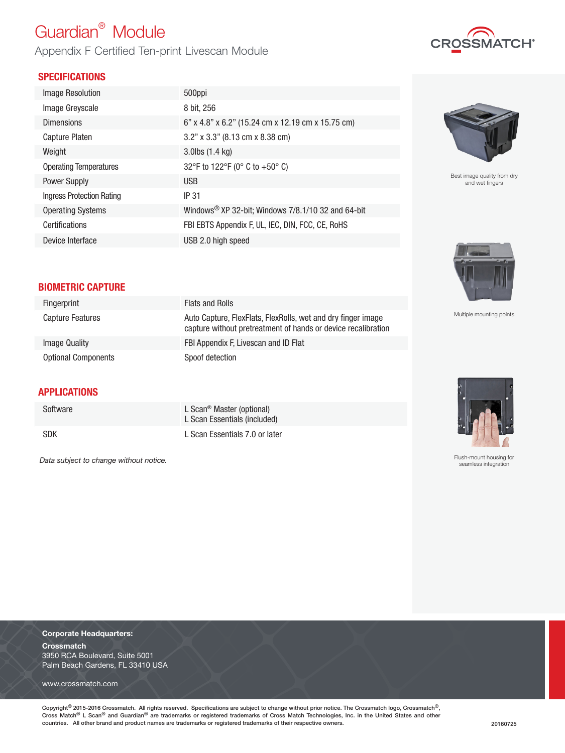# Guardian® Module

Appendix F Certified Ten-print Livescan Module

## SPECIFICATIONS

| | |
|---|---|
| Image Resolution | 500ppi |
| Image Greyscale | 8 bit, 256 |
| Dimensions | 6” x 4.8” x 6.2” (15.24 cm x 12.19 cm x 15.75 cm) |
| Capture Platen | 3.2” x 3.3” (8.13 cm x 8.38 cm) |
| Weight | 3.0lbs (1.4 kg) |
| Operating Temperatures | 32°F to 122°F (0° C to +50° C) |
| Power Supply | USB |
| Ingress Protection Rating | IP 31 |
| Operating Systems | Windows® XP 32-bit; Windows 7/8.1/10 32 and 64-bit |
| Certifications | FBI EBTS Appendix F, UL, IEC, DIN, FCC, CE, RoHS |
| Device Interface | USB 2.0 high speed |

## BIOMETRIC CAPTURE

| | |
|---|---|
| Fingerprint | Flats and Rolls |
| Capture Features | Auto Capture, FlexFlats, FlexRolls, wet and dry finger image capture without pretreatment of hands or device recalibration |
| Image Quality | FBI Appendix F, Livescan and ID Flat |
| Optional Components | Spoof detection |

## APPLICATIONS

| | |
|---|---|
| Software | L Scan® Master (optional)<br>L Scan Essentials (included) |
| SDK | L Scan Essentials 7.0 or later |

*Data subject to change without notice.*

Best image quality from dry and wet fingers

Multiple mounting points

Flush-mount housing for seamless integration

**Corporate Headquarters:**

**Crossmatch**
3950 RCA Boulevard, Suite 5001
Palm Beach Gardens, FL 33410 USA

www.crossmatch.com

Copyright© 2015-2016 Crossmatch. All rights reserved. Specifications are subject to change without prior notice. The Crossmatch logo, Crossmatch®, Cross Match® L Scan® and Guardian® are trademarks or registered trademarks of Cross Match Technologies, Inc. in the United States and other countries. All other brand and product names are trademarks or registered trademarks of their respective owners.

20160725